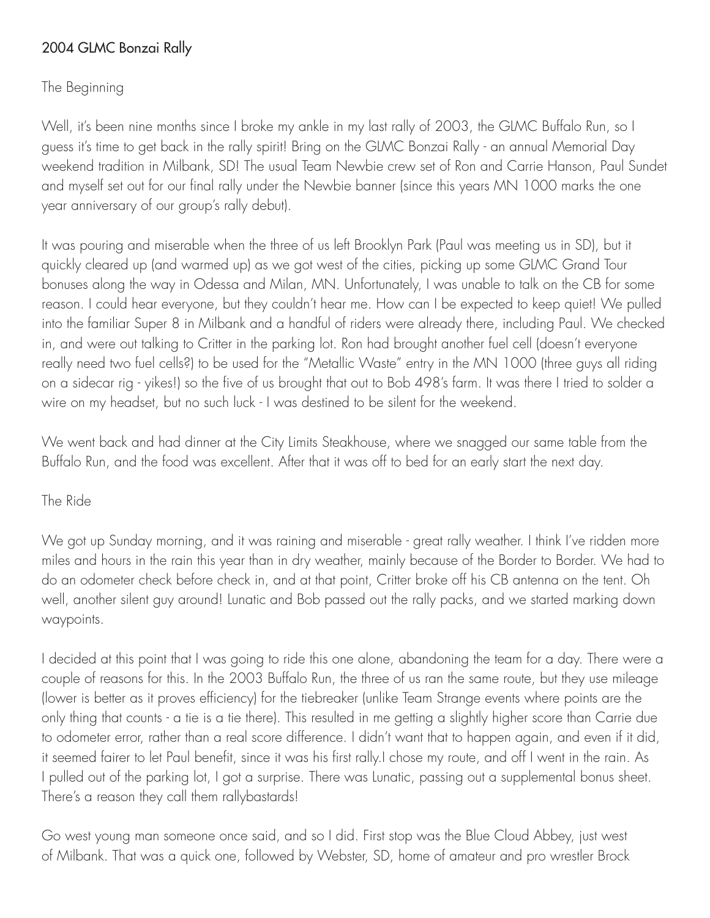# 2004 GLMC Bonzai Rally

## The Beginning

Well, it's been nine months since I broke my ankle in my last rally of 2003, the GLMC Buffalo Run, so I guess it's time to get back in the rally spirit! Bring on the GLMC Bonzai Rally - an annual Memorial Day weekend tradition in Milbank, SD! The usual Team Newbie crew set of Ron and Carrie Hanson, Paul Sundet and myself set out for our final rally under the Newbie banner (since this years MN 1000 marks the one year anniversary of our group's rally debut).

It was pouring and miserable when the three of us left Brooklyn Park (Paul was meeting us in SD), but it quickly cleared up (and warmed up) as we got west of the cities, picking up some GLMC Grand Tour bonuses along the way in Odessa and Milan, MN. Unfortunately, I was unable to talk on the CB for some reason. I could hear everyone, but they couldn't hear me. How can I be expected to keep quiet! We pulled into the familiar Super 8 in Milbank and a handful of riders were already there, including Paul. We checked in, and were out talking to Critter in the parking lot. Ron had brought another fuel cell (doesn't everyone really need two fuel cells?) to be used for the "Metallic Waste" entry in the MN 1000 (three guys all riding on a sidecar rig - yikes!) so the five of us brought that out to Bob 498's farm. It was there I tried to solder a wire on my headset, but no such luck - I was destined to be silent for the weekend.

We went back and had dinner at the City Limits Steakhouse, where we snagged our same table from the Buffalo Run, and the food was excellent. After that it was off to bed for an early start the next day.

## The Ride

We got up Sunday morning, and it was raining and miserable - great rally weather. I think I've ridden more miles and hours in the rain this year than in dry weather, mainly because of the Border to Border. We had to do an odometer check before check in, and at that point, Critter broke off his CB antenna on the tent. Oh well, another silent guy around! Lunatic and Bob passed out the rally packs, and we started marking down waypoints.

I decided at this point that I was going to ride this one alone, abandoning the team for a day. There were a couple of reasons for this. In the 2003 Buffalo Run, the three of us ran the same route, but they use mileage (lower is better as it proves efficiency) for the tiebreaker (unlike Team Strange events where points are the only thing that counts - a tie is a tie there). This resulted in me getting a slightly higher score than Carrie due to odometer error, rather than a real score difference. I didn't want that to happen again, and even if it did, it seemed fairer to let Paul benefit, since it was his first rally.I chose my route, and off I went in the rain. As I pulled out of the parking lot, I got a surprise. There was Lunatic, passing out a supplemental bonus sheet. There's a reason they call them rallybastards!

Go west young man someone once said, and so I did. First stop was the Blue Cloud Abbey, just west of Milbank. That was a quick one, followed by Webster, SD, home of amateur and pro wrestler Brock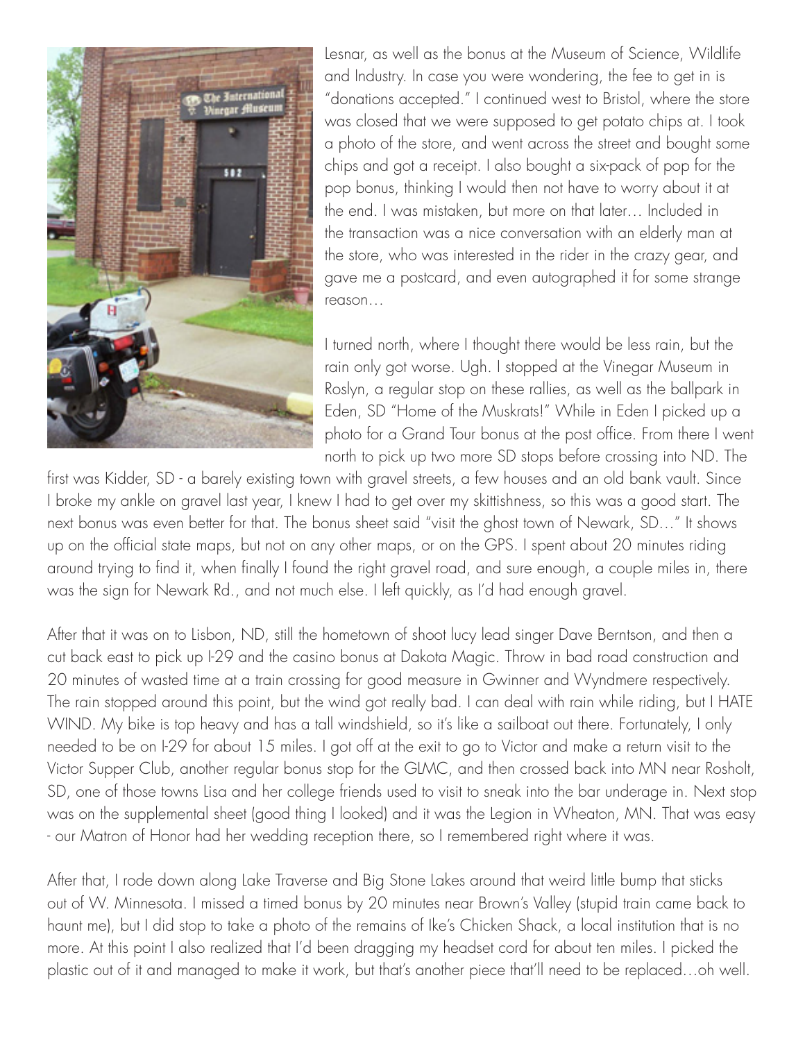Lesnar, as well as the bonus at the Museum of Science, Wildlife and Industry. In case you were wondering, the fee to get in is "donations accepted." I continued west to Bristol, where the store was closed that we were supposed to get potato chips at. I took a photo of the store, and went across the street and bought some chips and got a receipt. I also bought a six-pack of pop for the pop bonus, thinking I would then not have to worry about it at the end. I was mistaken, but more on that later… Included in the transaction was a nice conversation with an elderly man at the store, who was interested in the rider in the crazy gear, and gave me a postcard, and even autographed it for some strange reason…

I turned north, where I thought there would be less rain, but the rain only got worse. Ugh. I stopped at the Vinegar Museum in Roslyn, a regular stop on these rallies, as well as the ballpark in Eden, SD "Home of the Muskrats!" While in Eden I picked up a photo for a Grand Tour bonus at the post office. From there I went north to pick up two more SD stops before crossing into ND. The first was Kidder, SD - a barely existing town with gravel streets, a few houses and an old bank vault. Since I broke my ankle on gravel last year, I knew I had to get over my skittishness, so this was a good start. The next bonus was even better for that. The bonus sheet said "visit the ghost town of Newark, SD…" It shows up on the official state maps, but not on any other maps, or on the GPS. I spent about 20 minutes riding around trying to find it, when finally I found the right gravel road, and sure enough, a couple miles in, there was the sign for Newark Rd., and not much else. I left quickly, as I'd had enough gravel.

After that it was on to Lisbon, ND, still the hometown of shoot lucy lead singer Dave Berntson, and then a cut back east to pick up I-29 and the casino bonus at Dakota Magic. Throw in bad road construction and 20 minutes of wasted time at a train crossing for good measure in Gwinner and Wyndmere respectively. The rain stopped around this point, but the wind got really bad. I can deal with rain while riding, but I HATE WIND. My bike is top heavy and has a tall windshield, so it's like a sailboat out there. Fortunately, I only needed to be on I-29 for about 15 miles. I got off at the exit to go to Victor and make a return visit to the Victor Supper Club, another regular bonus stop for the GLMC, and then crossed back into MN near Rosholt, SD, one of those towns Lisa and her college friends used to visit to sneak into the bar underage in. Next stop was on the supplemental sheet (good thing I looked) and it was the Legion in Wheaton, MN. That was easy - our Matron of Honor had her wedding reception there, so I remembered right where it was.

After that, I rode down along Lake Traverse and Big Stone Lakes around that weird little bump that sticks out of W. Minnesota. I missed a timed bonus by 20 minutes near Brown's Valley (stupid train came back to haunt me), but I did stop to take a photo of the remains of Ike's Chicken Shack, a local institution that is no more. At this point I also realized that I'd been dragging my headset cord for about ten miles. I picked the plastic out of it and managed to make it work, but that's another piece that'll need to be replaced…oh well.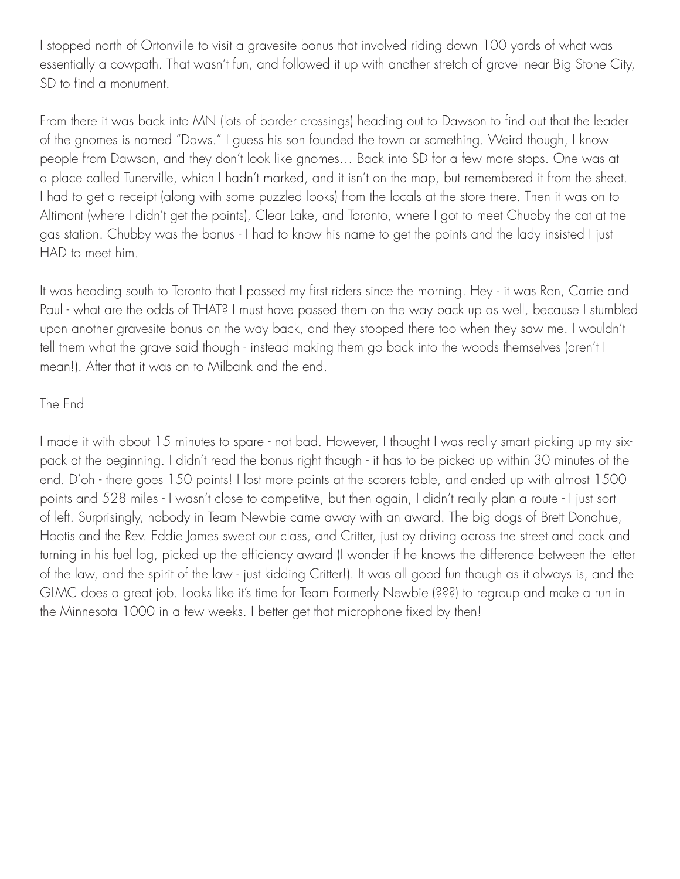I stopped north of Ortonville to visit a gravesite bonus that involved riding down 100 yards of what was essentially a cowpath. That wasn't fun, and followed it up with another stretch of gravel near Big Stone City, SD to find a monument.

From there it was back into MN (lots of border crossings) heading out to Dawson to find out that the leader of the gnomes is named "Daws." I guess his son founded the town or something. Weird though, I know people from Dawson, and they don't look like gnomes… Back into SD for a few more stops. One was at a place called Tunerville, which I hadn't marked, and it isn't on the map, but remembered it from the sheet. I had to get a receipt (along with some puzzled looks) from the locals at the store there. Then it was on to Altimont (where I didn't get the points), Clear Lake, and Toronto, where I got to meet Chubby the cat at the gas station. Chubby was the bonus - I had to know his name to get the points and the lady insisted I just HAD to meet him.

It was heading south to Toronto that I passed my first riders since the morning. Hey - it was Ron, Carrie and Paul - what are the odds of THAT? I must have passed them on the way back up as well, because I stumbled upon another gravesite bonus on the way back, and they stopped there too when they saw me. I wouldn't tell them what the grave said though - instead making them go back into the woods themselves (aren't I mean!). After that it was on to Milbank and the end.

## The End

I made it with about 15 minutes to spare - not bad. However, I thought I was really smart picking up my six-pack at the beginning. I didn't read the bonus right though - it has to be picked up within 30 minutes of the end. D'oh - there goes 150 points! I lost more points at the scorers table, and ended up with almost 1500 points and 528 miles - I wasn't close to competitve, but then again, I didn't really plan a route - I just sort of left. Surprisingly, nobody in Team Newbie came away with an award. The big dogs of Brett Donahue, Hootis and the Rev. Eddie James swept our class, and Critter, just by driving across the street and back and turning in his fuel log, picked up the efficiency award (I wonder if he knows the difference between the letter of the law, and the spirit of the law - just kidding Critter!). It was all good fun though as it always is, and the GLMC does a great job. Looks like it's time for Team Formerly Newbie (???) to regroup and make a run in the Minnesota 1000 in a few weeks. I better get that microphone fixed by then!